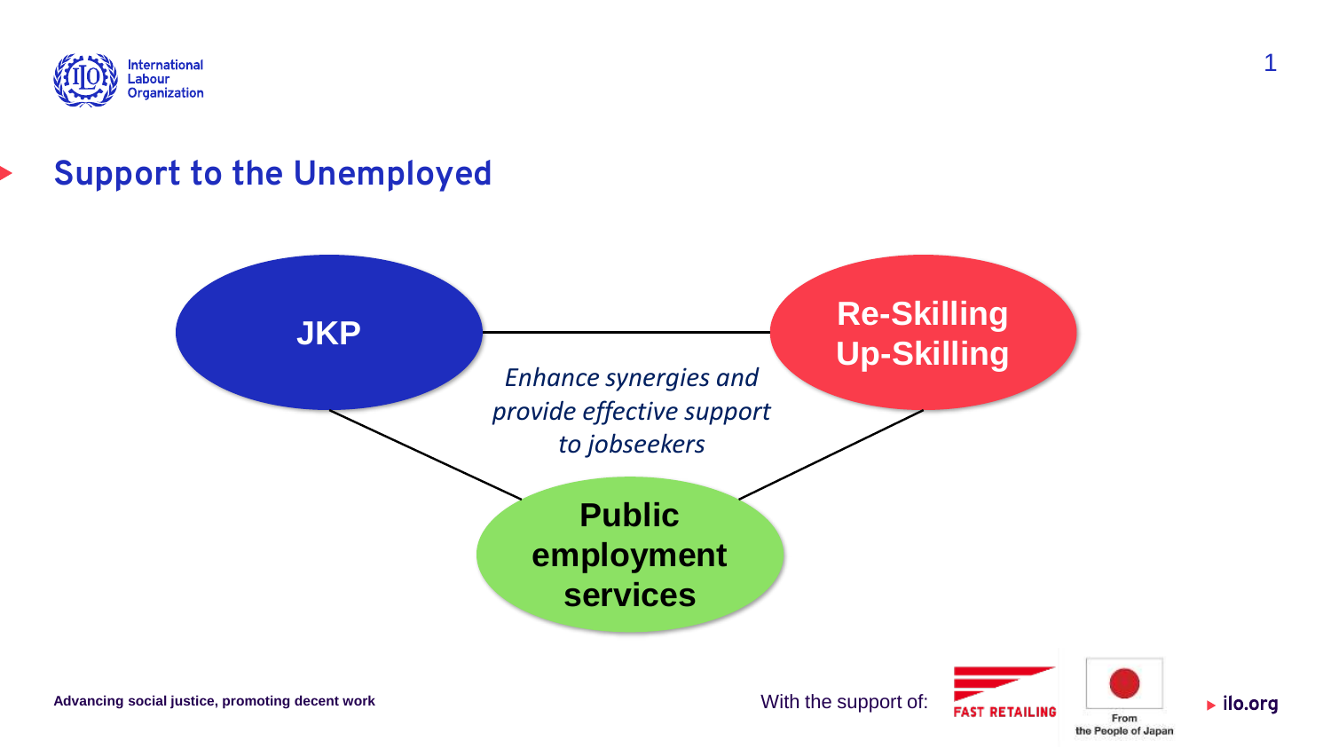## Support to the Unemployed

**JKP**

**Re-Skilling Up-Skilling**

*Enhance synergies and provide effective support to jobseekers*

**Public employment services**

**Advancing social justice, promoting decent work**

With the support of: FAST RETAILING — From the People of Japan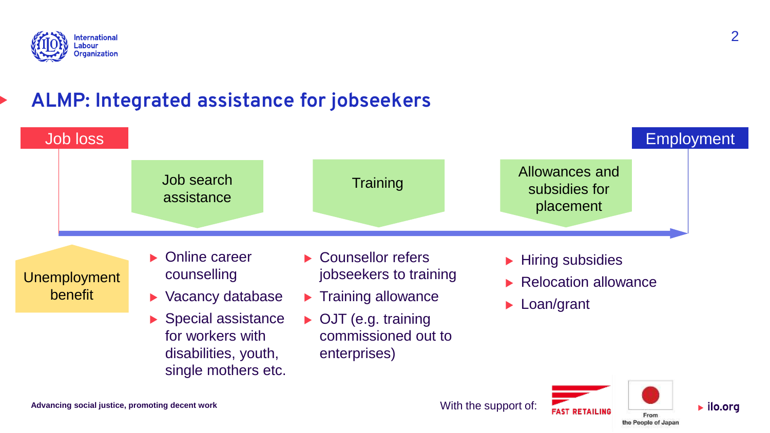# ALMP: Integrated assistance for jobseekers

Job loss → Employment

Unemployment benefit

## Job search assistance

- Online career counselling
- Vacancy database
- Special assistance for workers with disabilities, youth, single mothers etc.

## Training

- Counsellor refers jobseekers to training
- Training allowance
- OJT (e.g. training commissioned out to enterprises)

## Allowances and subsidies for placement

- Hiring subsidies
- Relocation allowance
- Loan/grant

Advancing social justice, promoting decent work

With the support of: FAST RETAILING, From the People of Japan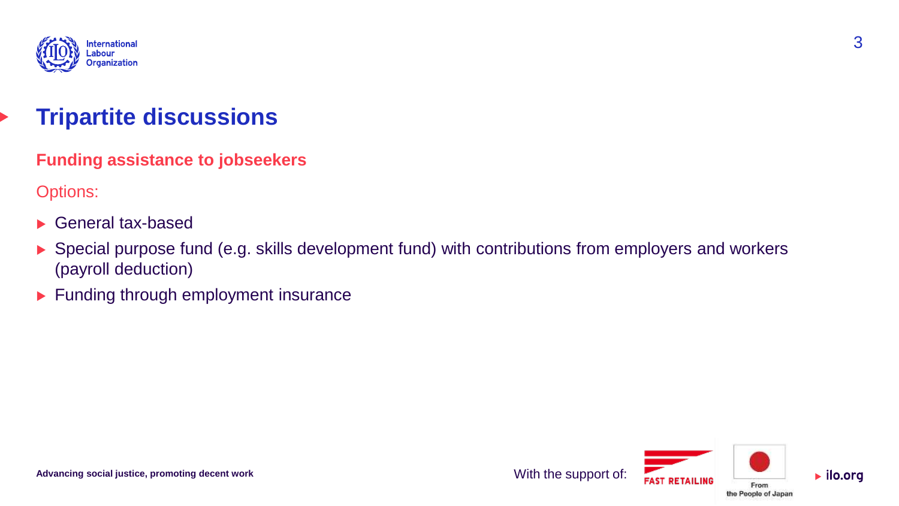# Tripartite discussions

## Funding assistance to jobseekers

Options:

- General tax-based
- Special purpose fund (e.g. skills development fund) with contributions from employers and workers (payroll deduction)
- Funding through employment insurance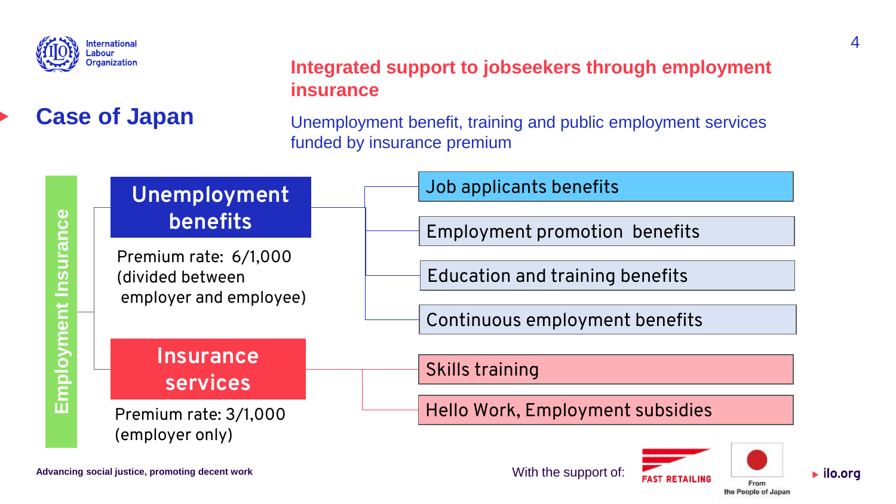## Case of Japan

### Integrated support to jobseekers through employment insurance

Unemployment benefit, training and public employment services funded by insurance premium

**Employment Insurance**

**Unemployment benefits**

Premium rate: 6/1,000 (divided between employer and employee)

- Job applicants benefits
- Employment promotion benefits
- Education and training benefits
- Continuous employment benefits

**Insurance services**

Premium rate: 3/1,000 (employer only)

- Skills training
- Hello Work, Employment subsidies

Advancing social justice, promoting decent work

With the support of: FAST RETAILING; From the People of Japan

ilo.org